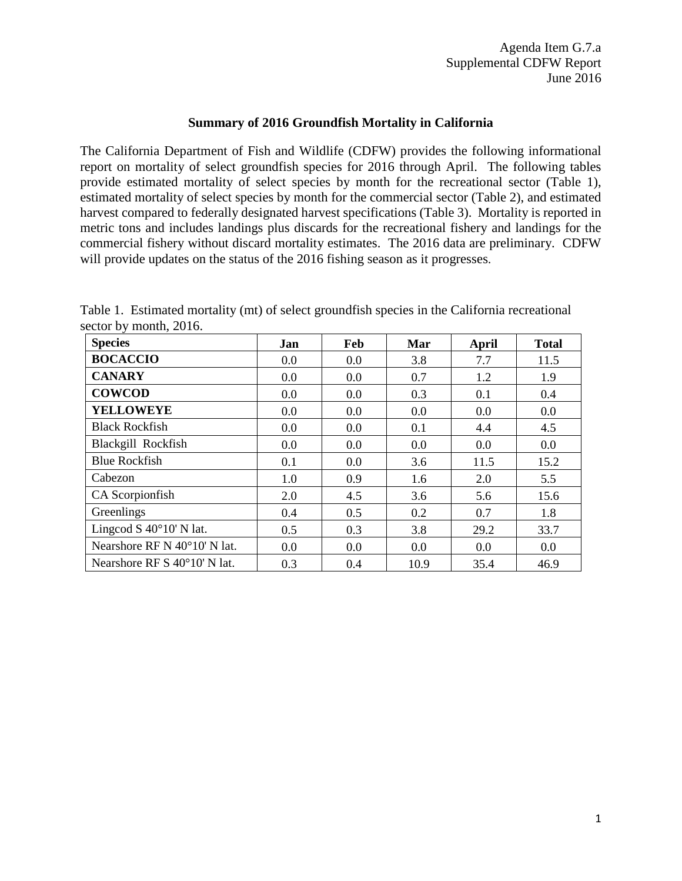Agenda Item G.7.a
Supplemental CDFW Report
June 2016

## Summary of 2016 Groundfish Mortality in California

The California Department of Fish and Wildlife (CDFW) provides the following informational report on mortality of select groundfish species for 2016 through April. The following tables provide estimated mortality of select species by month for the recreational sector (Table 1), estimated mortality of select species by month for the commercial sector (Table 2), and estimated harvest compared to federally designated harvest specifications (Table 3). Mortality is reported in metric tons and includes landings plus discards for the recreational fishery and landings for the commercial fishery without discard mortality estimates. The 2016 data are preliminary. CDFW will provide updates on the status of the 2016 fishing season as it progresses.

Table 1. Estimated mortality (mt) of select groundfish species in the California recreational sector by month, 2016.

| Species | Jan | Feb | Mar | April | Total |
|---|---|---|---|---|---|
| **BOCACCIO** | 0.0 | 0.0 | 3.8 | 7.7 | 11.5 |
| **CANARY** | 0.0 | 0.0 | 0.7 | 1.2 | 1.9 |
| **COWCOD** | 0.0 | 0.0 | 0.3 | 0.1 | 0.4 |
| **YELLOWEYE** | 0.0 | 0.0 | 0.0 | 0.0 | 0.0 |
| Black Rockfish | 0.0 | 0.0 | 0.1 | 4.4 | 4.5 |
| Blackgill Rockfish | 0.0 | 0.0 | 0.0 | 0.0 | 0.0 |
| Blue Rockfish | 0.1 | 0.0 | 3.6 | 11.5 | 15.2 |
| Cabezon | 1.0 | 0.9 | 1.6 | 2.0 | 5.5 |
| CA Scorpionfish | 2.0 | 4.5 | 3.6 | 5.6 | 15.6 |
| Greenlings | 0.4 | 0.5 | 0.2 | 0.7 | 1.8 |
| Lingcod S 40°10' N lat. | 0.5 | 0.3 | 3.8 | 29.2 | 33.7 |
| Nearshore RF N 40°10' N lat. | 0.0 | 0.0 | 0.0 | 0.0 | 0.0 |
| Nearshore RF S 40°10' N lat. | 0.3 | 0.4 | 10.9 | 35.4 | 46.9 |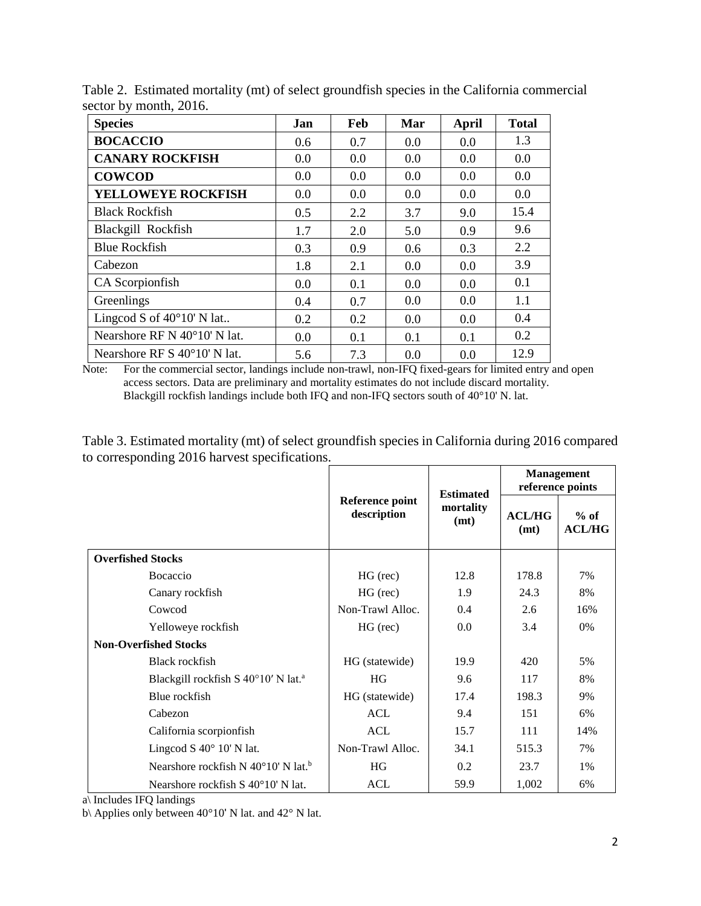Table 2. Estimated mortality (mt) of select groundfish species in the California commercial sector by month, 2016.

| Species | Jan | Feb | Mar | April | Total |
|---|---|---|---|---|---|
| **BOCACCIO** | 0.6 | 0.7 | 0.0 | 0.0 | 1.3 |
| **CANARY ROCKFISH** | 0.0 | 0.0 | 0.0 | 0.0 | 0.0 |
| **COWCOD** | 0.0 | 0.0 | 0.0 | 0.0 | 0.0 |
| **YELLOWEYE ROCKFISH** | 0.0 | 0.0 | 0.0 | 0.0 | 0.0 |
| Black Rockfish | 0.5 | 2.2 | 3.7 | 9.0 | 15.4 |
| Blackgill Rockfish | 1.7 | 2.0 | 5.0 | 0.9 | 9.6 |
| Blue Rockfish | 0.3 | 0.9 | 0.6 | 0.3 | 2.2 |
| Cabezon | 1.8 | 2.1 | 0.0 | 0.0 | 3.9 |
| CA Scorpionfish | 0.0 | 0.1 | 0.0 | 0.0 | 0.1 |
| Greenlings | 0.4 | 0.7 | 0.0 | 0.0 | 1.1 |
| Lingcod S of 40°10' N lat.. | 0.2 | 0.2 | 0.0 | 0.0 | 0.4 |
| Nearshore RF N 40°10' N lat. | 0.0 | 0.1 | 0.1 | 0.1 | 0.2 |
| Nearshore RF S 40°10' N lat. | 5.6 | 7.3 | 0.0 | 0.0 | 12.9 |

Note: For the commercial sector, landings include non-trawl, non-IFQ fixed-gears for limited entry and open access sectors. Data are preliminary and mortality estimates do not include discard mortality. Blackgill rockfish landings include both IFQ and non-IFQ sectors south of 40°10' N. lat.

Table 3. Estimated mortality (mt) of select groundfish species in California during 2016 compared to corresponding 2016 harvest specifications.

| | Reference point description | Estimated mortality (mt) | Management reference points | |
|---|---|---|---|---|
| | | | ACL/HG (mt) | % of ACL/HG |
| **Overfished Stocks** | | | | |
| Bocaccio | HG (rec) | 12.8 | 178.8 | 7% |
| Canary rockfish | HG (rec) | 1.9 | 24.3 | 8% |
| Cowcod | Non-Trawl Alloc. | 0.4 | 2.6 | 16% |
| Yelloweye rockfish | HG (rec) | 0.0 | 3.4 | 0% |
| **Non-Overfished Stocks** | | | | |
| Black rockfish | HG (statewide) | 19.9 | 420 | 5% |
| Blackgill rockfish S 40°10′ N lat.[a] | HG | 9.6 | 117 | 8% |
| Blue rockfish | HG (statewide) | 17.4 | 198.3 | 9% |
| Cabezon | ACL | 9.4 | 151 | 6% |
| California scorpionfish | ACL | 15.7 | 111 | 14% |
| Lingcod S 40° 10' N lat. | Non-Trawl Alloc. | 34.1 | 515.3 | 7% |
| Nearshore rockfish N 40°10' N lat.[b] | HG | 0.2 | 23.7 | 1% |
| Nearshore rockfish S 40°10' N lat. | ACL | 59.9 | 1,002 | 6% |

a\ Includes IFQ landings

b\ Applies only between 40°10' N lat. and 42° N lat.